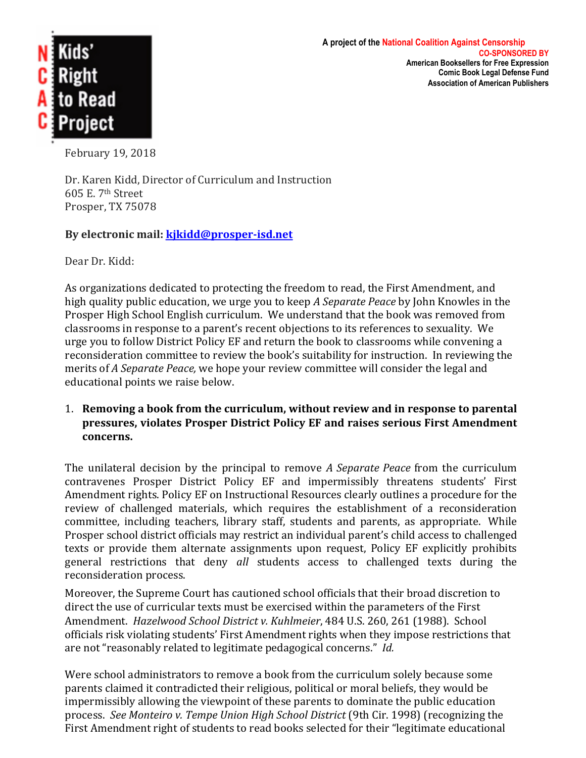**NCAC Kids' Right to Read Project**

A project of the National Coalition Against Censorship
CO-SPONSORED BY
American Booksellers for Free Expression
Comic Book Legal Defense Fund
Association of American Publishers

February 19, 2018

Dr. Karen Kidd, Director of Curriculum and Instruction
605 E. 7th Street
Prosper, TX 75078

**By electronic mail: kjkidd@prosper-isd.net**

Dear Dr. Kidd:

As organizations dedicated to protecting the freedom to read, the First Amendment, and high quality public education, we urge you to keep *A Separate Peace* by John Knowles in the Prosper High School English curriculum. We understand that the book was removed from classrooms in response to a parent's recent objections to its references to sexuality. We urge you to follow District Policy EF and return the book to classrooms while convening a reconsideration committee to review the book's suitability for instruction. In reviewing the merits of *A Separate Peace,* we hope your review committee will consider the legal and educational points we raise below.

1. **Removing a book from the curriculum, without review and in response to parental pressures, violates Prosper District Policy EF and raises serious First Amendment concerns.**

The unilateral decision by the principal to remove *A Separate Peace* from the curriculum contravenes Prosper District Policy EF and impermissibly threatens students' First Amendment rights. Policy EF on Instructional Resources clearly outlines a procedure for the review of challenged materials, which requires the establishment of a reconsideration committee, including teachers, library staff, students and parents, as appropriate. While Prosper school district officials may restrict an individual parent's child access to challenged texts or provide them alternate assignments upon request, Policy EF explicitly prohibits general restrictions that deny *all* students access to challenged texts during the reconsideration process.

Moreover, the Supreme Court has cautioned school officials that their broad discretion to direct the use of curricular texts must be exercised within the parameters of the First Amendment. *Hazelwood School District v. Kuhlmeier*, 484 U.S. 260, 261 (1988). School officials risk violating students' First Amendment rights when they impose restrictions that are not "reasonably related to legitimate pedagogical concerns." *Id.*

Were school administrators to remove a book from the curriculum solely because some parents claimed it contradicted their religious, political or moral beliefs, they would be impermissibly allowing the viewpoint of these parents to dominate the public education process. *See Monteiro v. Tempe Union High School District* (9th Cir. 1998) (recognizing the First Amendment right of students to read books selected for their "legitimate educational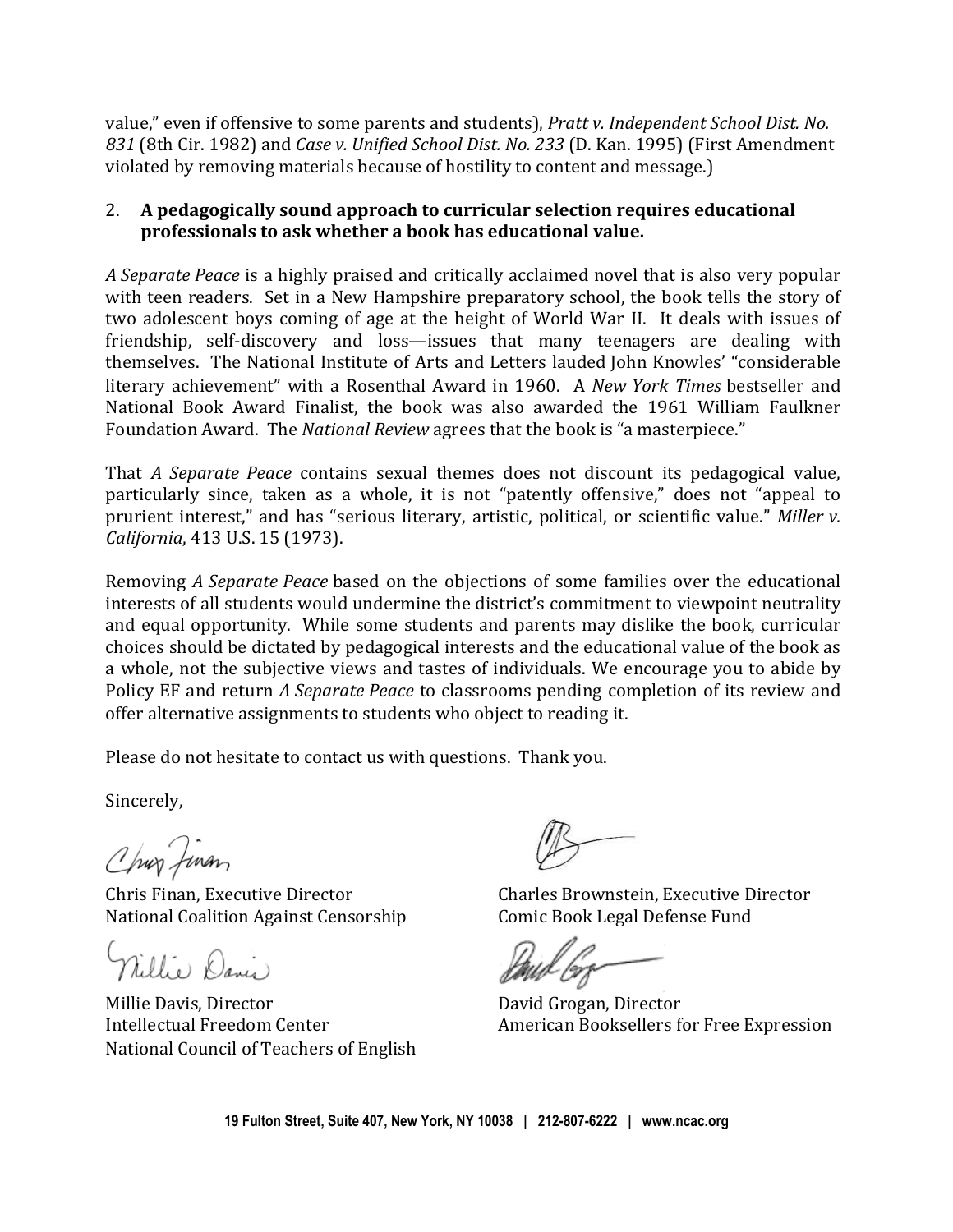value," even if offensive to some parents and students), *Pratt v. Independent School Dist. No. 831* (8th Cir. 1982) and *Case v. Unified School Dist. No. 233* (D. Kan. 1995) (First Amendment violated by removing materials because of hostility to content and message.)

2. **A pedagogically sound approach to curricular selection requires educational professionals to ask whether a book has educational value.**

*A Separate Peace* is a highly praised and critically acclaimed novel that is also very popular with teen readers. Set in a New Hampshire preparatory school, the book tells the story of two adolescent boys coming of age at the height of World War II. It deals with issues of friendship, self-discovery and loss—issues that many teenagers are dealing with themselves. The National Institute of Arts and Letters lauded John Knowles' "considerable literary achievement" with a Rosenthal Award in 1960. A *New York Times* bestseller and National Book Award Finalist, the book was also awarded the 1961 William Faulkner Foundation Award. The *National Review* agrees that the book is "a masterpiece."

That *A Separate Peace* contains sexual themes does not discount its pedagogical value, particularly since, taken as a whole, it is not "patently offensive," does not "appeal to prurient interest," and has "serious literary, artistic, political, or scientific value." *Miller v. California*, 413 U.S. 15 (1973).

Removing *A Separate Peace* based on the objections of some families over the educational interests of all students would undermine the district's commitment to viewpoint neutrality and equal opportunity. While some students and parents may dislike the book, curricular choices should be dictated by pedagogical interests and the educational value of the book as a whole, not the subjective views and tastes of individuals. We encourage you to abide by Policy EF and return *A Separate Peace* to classrooms pending completion of its review and offer alternative assignments to students who object to reading it.

Please do not hesitate to contact us with questions. Thank you.

Sincerely,

Chris Finan, Executive Director
National Coalition Against Censorship

Charles Brownstein, Executive Director
Comic Book Legal Defense Fund

Millie Davis, Director
Intellectual Freedom Center
National Council of Teachers of English

David Grogan, Director
American Booksellers for Free Expression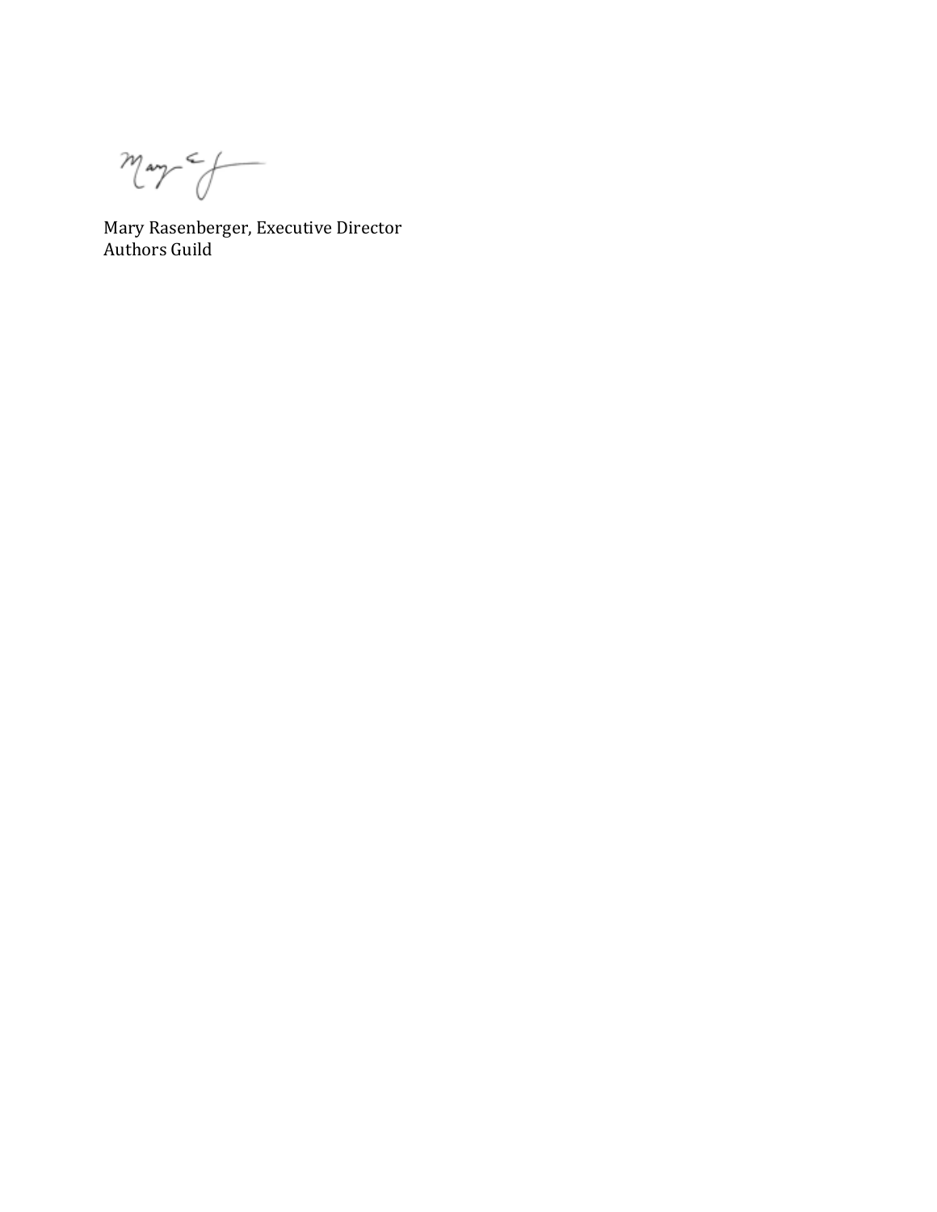Mary Rasenberger, Executive Director
Authors Guild